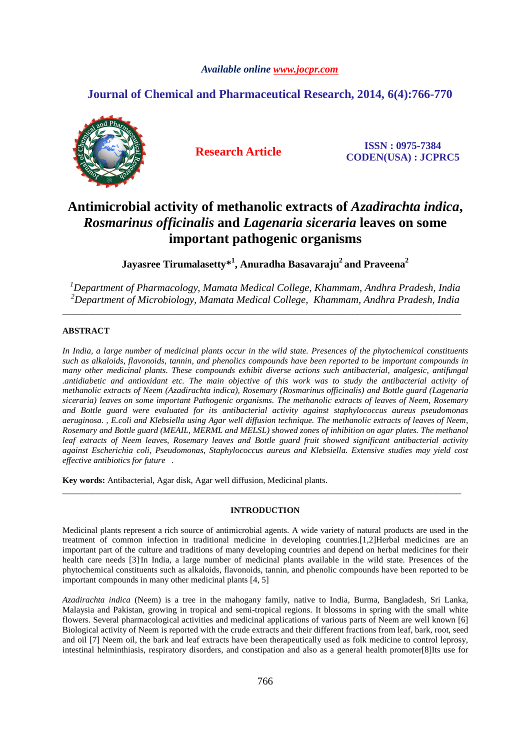*Available online www.jocpr.com*

**Journal of Chemical and Pharmaceutical Research, 2014, 6(4):766-770**

**Research Article**

**ISSN : 0975-7384**
**CODEN(USA) : JCPRC5**

# Antimicrobial activity of methanolic extracts of *Azadirachta indica*, *Rosmarinus officinalis* and *Lagenaria siceraria* leaves on some important pathogenic organisms

**Jayasree Tirumalasetty*[1], Anuradha Basavaraju[2] and Praveena[2]**

[1]*Department of Pharmacology, Mamata Medical College, Khammam, Andhra Pradesh, India*
[2]*Department of Microbiology, Mamata Medical College, Khammam, Andhra Pradesh, India*

---

## ABSTRACT

*In India, a large number of medicinal plants occur in the wild state. Presences of the phytochemical constituents such as alkaloids, flavonoids, tannin, and phenolics compounds have been reported to be important compounds in many other medicinal plants. These compounds exhibit diverse actions such antibacterial, analgesic, antifungal .antidiabetic and antioxidant etc. The main objective of this work was to study the antibacterial activity of methanolic extracts of Neem (Azadirachta indica), Rosemary (Rosmarinus officinalis) and Bottle guard (Lagenaria siceraria) leaves on some important Pathogenic organisms. The methanolic extracts of leaves of Neem, Rosemary and Bottle guard were evaluated for its antibacterial activity against staphylococcus aureus pseudomonas aeruginosa. , E.coli and Klebsiella using Agar well diffusion technique. The methanolic extracts of leaves of Neem, Rosemary and Bottle guard (MEAIL, MERML and MELSL) showed zones of inhibition on agar plates. The methanol leaf extracts of Neem leaves, Rosemary leaves and Bottle guard fruit showed significant antibacterial activity against Escherichia coli, Pseudomonas, Staphylococcus aureus and Klebsiella. Extensive studies may yield cost effective antibiotics for future .*

**Key words:** Antibacterial, Agar disk, Agar well diffusion, Medicinal plants.

---

## INTRODUCTION

Medicinal plants represent a rich source of antimicrobial agents. A wide variety of natural products are used in the treatment of common infection in traditional medicine in developing countries.[1,2]Herbal medicines are an important part of the culture and traditions of many developing countries and depend on herbal medicines for their health care needs [3] In India, a large number of medicinal plants available in the wild state. Presences of the phytochemical constituents such as alkaloids, flavonoids, tannin, and phenolic compounds have been reported to be important compounds in many other medicinal plants [4, 5]

*Azadirachta indica* (Neem) is a tree in the mahogany family, native to India, Burma, Bangladesh, Sri Lanka, Malaysia and Pakistan, growing in tropical and semi-tropical regions. It blossoms in spring with the small white flowers. Several pharmacological activities and medicinal applications of various parts of Neem are well known [6] Biological activity of Neem is reported with the crude extracts and their different fractions from leaf, bark, root, seed and oil [7] Neem oil, the bark and leaf extracts have been therapeutically used as folk medicine to control leprosy, intestinal helminthiasis, respiratory disorders, and constipation and also as a general health promoter[8]Its use for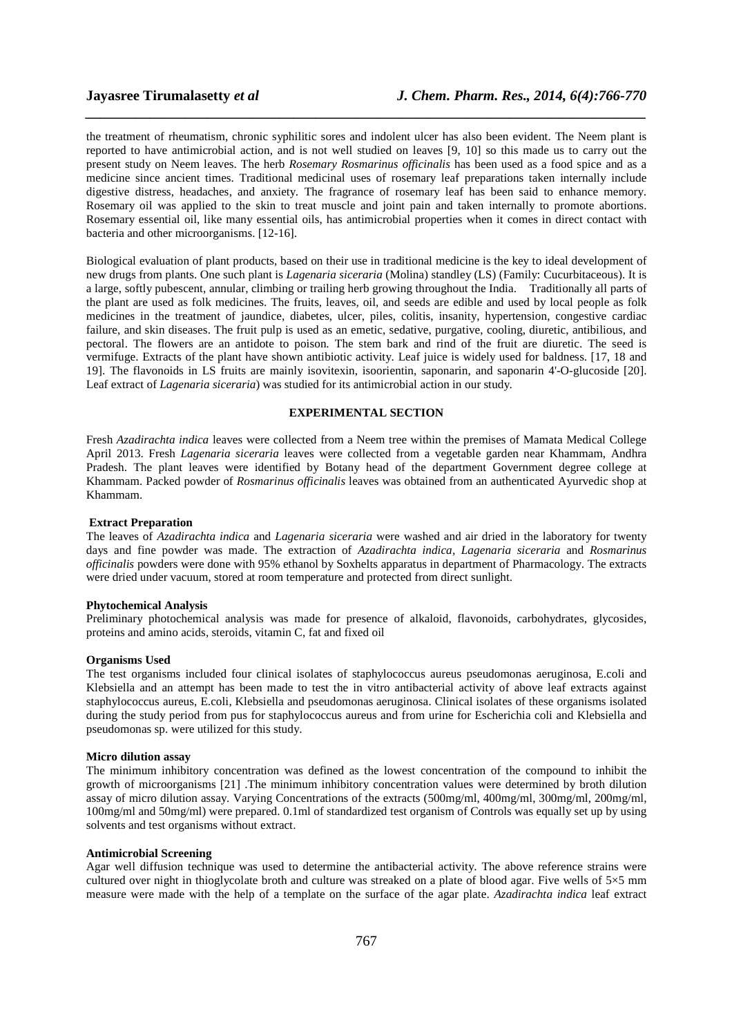the treatment of rheumatism, chronic syphilitic sores and indolent ulcer has also been evident. The Neem plant is reported to have antimicrobial action, and is not well studied on leaves [9, 10] so this made us to carry out the present study on Neem leaves. The herb *Rosemary Rosmarinus officinalis* has been used as a food spice and as a medicine since ancient times. Traditional medicinal uses of rosemary leaf preparations taken internally include digestive distress, headaches, and anxiety. The fragrance of rosemary leaf has been said to enhance memory. Rosemary oil was applied to the skin to treat muscle and joint pain and taken internally to promote abortions. Rosemary essential oil, like many essential oils, has antimicrobial properties when it comes in direct contact with bacteria and other microorganisms. [12-16].

Biological evaluation of plant products, based on their use in traditional medicine is the key to ideal development of new drugs from plants. One such plant is *Lagenaria siceraria* (Molina) standley (LS) (Family: Cucurbitaceous). It is a large, softly pubescent, annular, climbing or trailing herb growing throughout the India. Traditionally all parts of the plant are used as folk medicines. The fruits, leaves, oil, and seeds are edible and used by local people as folk medicines in the treatment of jaundice, diabetes, ulcer, piles, colitis, insanity, hypertension, congestive cardiac failure, and skin diseases. The fruit pulp is used as an emetic, sedative, purgative, cooling, diuretic, antibilious, and pectoral. The flowers are an antidote to poison. The stem bark and rind of the fruit are diuretic. The seed is vermifuge. Extracts of the plant have shown antibiotic activity. Leaf juice is widely used for baldness. [17, 18 and 19]. The flavonoids in LS fruits are mainly isovitexin, isoorientin, saponarin, and saponarin 4'-O-glucoside [20]. Leaf extract of *Lagenaria siceraria*) was studied for its antimicrobial action in our study.

## EXPERIMENTAL SECTION

Fresh *Azadirachta indica* leaves were collected from a Neem tree within the premises of Mamata Medical College April 2013. Fresh *Lagenaria siceraria* leaves were collected from a vegetable garden near Khammam, Andhra Pradesh. The plant leaves were identified by Botany head of the department Government degree college at Khammam. Packed powder of *Rosmarinus officinalis* leaves was obtained from an authenticated Ayurvedic shop at Khammam.

### Extract Preparation

The leaves of *Azadirachta indica* and *Lagenaria siceraria* were washed and air dried in the laboratory for twenty days and fine powder was made. The extraction of *Azadirachta indica, Lagenaria siceraria* and *Rosmarinus officinalis* powders were done with 95% ethanol by Soxhelts apparatus in department of Pharmacology. The extracts were dried under vacuum, stored at room temperature and protected from direct sunlight.

### Phytochemical Analysis

Preliminary photochemical analysis was made for presence of alkaloid, flavonoids, carbohydrates, glycosides, proteins and amino acids, steroids, vitamin C, fat and fixed oil

### Organisms Used

The test organisms included four clinical isolates of staphylococcus aureus pseudomonas aeruginosa, E.coli and Klebsiella and an attempt has been made to test the in vitro antibacterial activity of above leaf extracts against staphylococcus aureus, E.coli, Klebsiella and pseudomonas aeruginosa. Clinical isolates of these organisms isolated during the study period from pus for staphylococcus aureus and from urine for Escherichia coli and Klebsiella and pseudomonas sp. were utilized for this study.

### Micro dilution assay

The minimum inhibitory concentration was defined as the lowest concentration of the compound to inhibit the growth of microorganisms [21] .The minimum inhibitory concentration values were determined by broth dilution assay of micro dilution assay. Varying Concentrations of the extracts (500mg/ml, 400mg/ml, 300mg/ml, 200mg/ml, 100mg/ml and 50mg/ml) were prepared. 0.1ml of standardized test organism of Controls was equally set up by using solvents and test organisms without extract.

### Antimicrobial Screening

Agar well diffusion technique was used to determine the antibacterial activity. The above reference strains were cultured over night in thioglycolate broth and culture was streaked on a plate of blood agar. Five wells of 5×5 mm measure were made with the help of a template on the surface of the agar plate. *Azadirachta indica* leaf extract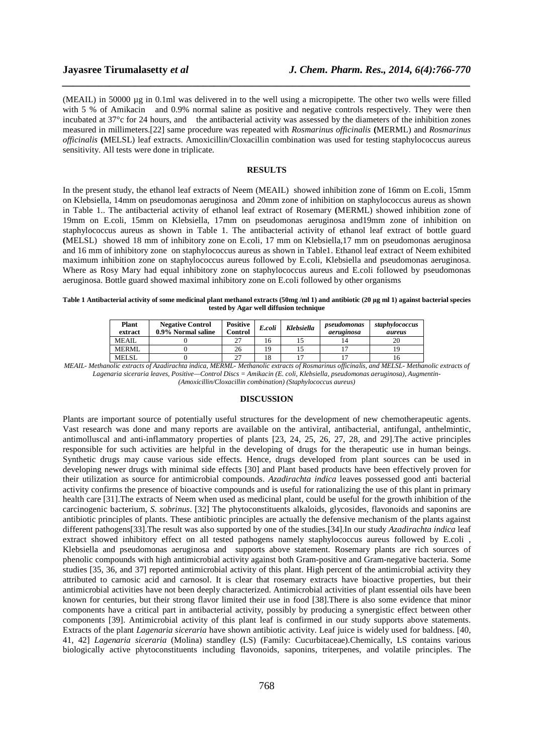(MEAIL) in 50000 µg in 0.1ml was delivered in to the well using a micropipette. The other two wells were filled with 5 % of Amikacin and 0.9% normal saline as positive and negative controls respectively. They were then incubated at 37°c for 24 hours, and the antibacterial activity was assessed by the diameters of the inhibition zones measured in millimeters.[22] same procedure was repeated with *Rosmarinus officinalis* **(**MERML) and *Rosmarinus officinalis* **(**MELSL) leaf extracts. Amoxicillin/Cloxacillin combination was used for testing staphylococcus aureus sensitivity. All tests were done in triplicate.

## RESULTS

In the present study, the ethanol leaf extracts of Neem (MEAIL) showed inhibition zone of 16mm on E.coli, 15mm on Klebsiella, 14mm on pseudomonas aeruginosa and 20mm zone of inhibition on staphylococcus aureus as shown in Table 1.. The antibacterial activity of ethanol leaf extract of Rosemary **(**MERML) showed inhibition zone of 19mm on E.coli, 15mm on Klebsiella, 17mm on pseudomonas aeruginosa and19mm zone of inhibition on staphylococcus aureus as shown in Table 1. The antibacterial activity of ethanol leaf extract of bottle guard **(**MELSL) showed 18 mm of inhibitory zone on E.coli, 17 mm on Klebsiella,17 mm on pseudomonas aeruginosa and 16 mm of inhibitory zone on staphylococcus aureus as shown in Table1. Ethanol leaf extract of Neem exhibited maximum inhibition zone on staphylococcus aureus followed by E.coli, Klebsiella and pseudomonas aeruginosa. Where as Rosy Mary had equal inhibitory zone on staphylococcus aureus and E.coli followed by pseudomonas aeruginosa. Bottle guard showed maximal inhibitory zone on E.coli followed by other organisms

**Table 1 Antibacterial activity of some medicinal plant methanol extracts (50mg /ml 1) and antibiotic (20 µg ml 1) against bacterial species tested by Agar well diffusion technique**

| Plant extract | Negative Control 0.9% Normal saline | Positive Control | *E.coli* | *Klebsiella* | *pseudomonas aeruginosa* | *staphylococcus aureus* |
|---|---|---|---|---|---|---|
| MEAIL | 0 | 27 | 16 | 15 | 14 | 20 |
| MERML | 0 | 26 | 19 | 15 | 17 | 19 |
| MELSL | 0 | 27 | 18 | 17 | 17 | 16 |

*MEAIL- Methanolic extracts of Azadirachta indica, MERML- Methanolic extracts of Rosmarinus officinalis, and MELSL- Methanolic extracts of Lagenaria siceraria leaves, Positive—Control Discs = Amikacin (E. coli, Klebsiella, pseudomonas aeruginosa), Augmentin-(Amoxicillin/Cloxacillin combination) (Staphylococcus aureus)*

## DISCUSSION

Plants are important source of potentially useful structures for the development of new chemotherapeutic agents. Vast research was done and many reports are available on the antiviral, antibacterial, antifungal, anthelmintic, antimolluscal and anti-inflammatory properties of plants [23, 24, 25, 26, 27, 28, and 29].The active principles responsible for such activities are helpful in the developing of drugs for the therapeutic use in human beings. Synthetic drugs may cause various side effects. Hence, drugs developed from plant sources can be used in developing newer drugs with minimal side effects [30] and Plant based products have been effectively proven for their utilization as source for antimicrobial compounds. *Azadirachta indica* leaves possessed good anti bacterial activity confirms the presence of bioactive compounds and is useful for rationalizing the use of this plant in primary health care [31].The extracts of Neem when used as medicinal plant, could be useful for the growth inhibition of the carcinogenic bacterium, *S. sobrinus*. [32] The phytoconstituents alkaloids, glycosides, flavonoids and saponins are antibiotic principles of plants. These antibiotic principles are actually the defensive mechanism of the plants against different pathogens[33].The result was also supported by one of the studies.[34].In our study *Azadirachta indica* leaf extract showed inhibitory effect on all tested pathogens namely staphylococcus aureus followed by E.coli , Klebsiella and pseudomonas aeruginosa and supports above statement. Rosemary plants are rich sources of phenolic compounds with high antimicrobial activity against both Gram-positive and Gram-negative bacteria. Some studies [35, 36, and 37] reported antimicrobial activity of this plant. High percent of the antimicrobial activity they attributed to carnosic acid and carnosol. It is clear that rosemary extracts have bioactive properties, but their antimicrobial activities have not been deeply characterized. Antimicrobial activities of plant essential oils have been known for centuries, but their strong flavor limited their use in food [38].There is also some evidence that minor components have a critical part in antibacterial activity, possibly by producing a synergistic effect between other components [39]. Antimicrobial activity of this plant leaf is confirmed in our study supports above statements. Extracts of the plant *Lagenaria siceraria* have shown antibiotic activity. Leaf juice is widely used for baldness. [40, 41, 42] *Lagenaria siceraria* (Molina) standley (LS) (Family: Cucurbitaceae).Chemically, LS contains various biologically active phytoconstituents including flavonoids, saponins, triterpenes, and volatile principles. The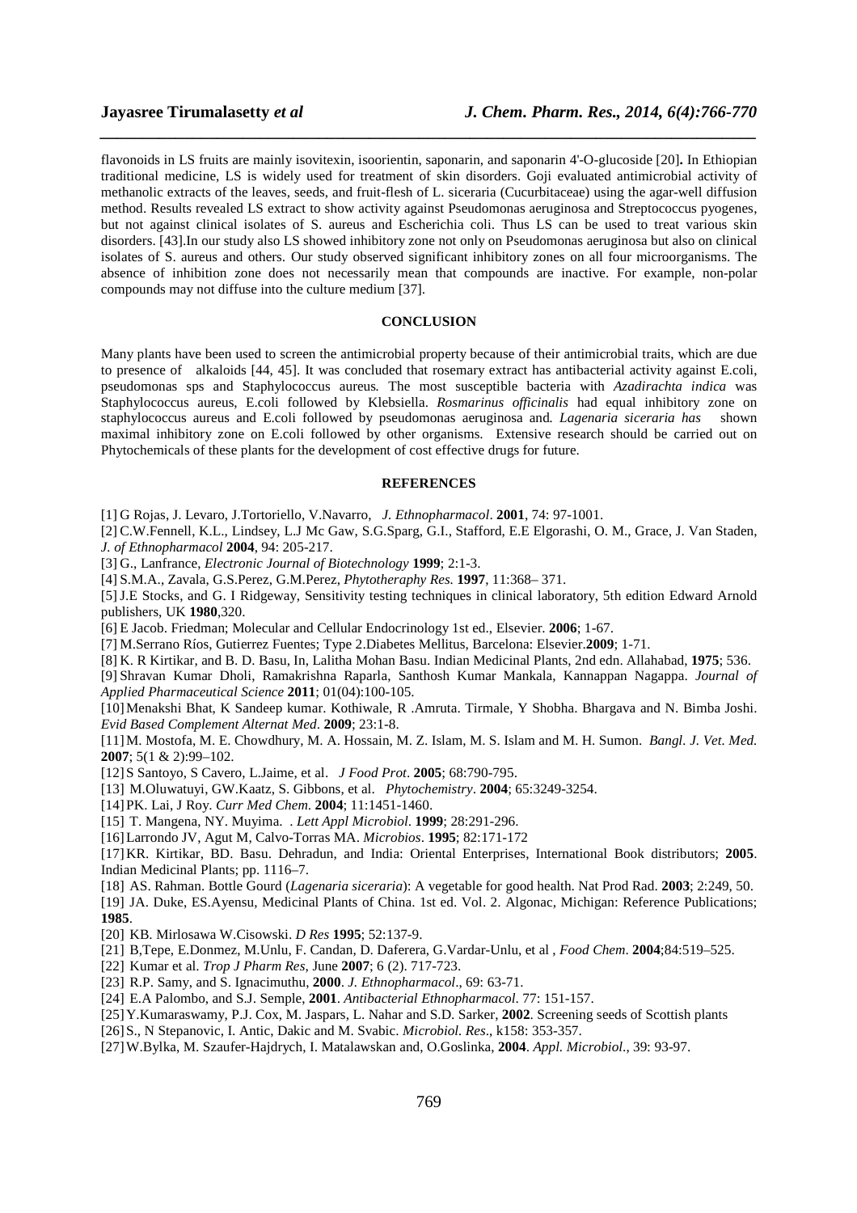flavonoids in LS fruits are mainly isovitexin, isoorientin, saponarin, and saponarin 4'-O-glucoside [20]**.** In Ethiopian traditional medicine, LS is widely used for treatment of skin disorders. Goji evaluated antimicrobial activity of methanolic extracts of the leaves, seeds, and fruit-flesh of L. siceraria (Cucurbitaceae) using the agar-well diffusion method. Results revealed LS extract to show activity against Pseudomonas aeruginosa and Streptococcus pyogenes, but not against clinical isolates of S. aureus and Escherichia coli. Thus LS can be used to treat various skin disorders. [43].In our study also LS showed inhibitory zone not only on Pseudomonas aeruginosa but also on clinical isolates of S. aureus and others. Our study observed significant inhibitory zones on all four microorganisms. The absence of inhibition zone does not necessarily mean that compounds are inactive. For example, non-polar compounds may not diffuse into the culture medium [37].

## CONCLUSION

Many plants have been used to screen the antimicrobial property because of their antimicrobial traits, which are due to presence of alkaloids [44, 45]. It was concluded that rosemary extract has antibacterial activity against E.coli, pseudomonas sps and Staphylococcus aureus. The most susceptible bacteria with *Azadirachta indica* was Staphylococcus aureus, E.coli followed by Klebsiella. *Rosmarinus officinalis* had equal inhibitory zone on staphylococcus aureus and E.coli followed by pseudomonas aeruginosa and. *Lagenaria siceraria has* shown maximal inhibitory zone on E.coli followed by other organisms. Extensive research should be carried out on Phytochemicals of these plants for the development of cost effective drugs for future.

## REFERENCES

[1] G Rojas, J. Levaro, J.Tortoriello, V.Navarro, *J. Ethnopharmacol*. **2001**, 74: 97-1001.

[2] C.W.Fennell, K.L., Lindsey, L.J Mc Gaw, S.G.Sparg, G.I., Stafford, E.E Elgorashi, O. M., Grace, J. Van Staden, *J. of Ethnopharmacol* **2004**, 94: 205-217.

[3] G., Lanfrance, *Electronic Journal of Biotechnology* **1999**; 2:1-3.

[4] S.M.A., Zavala, G.S.Perez, G.M.Perez, *Phytotheraphy Res.* **1997**, 11:368– 371.

[5] J.E Stocks, and G. I Ridgeway, Sensitivity testing techniques in clinical laboratory, 5th edition Edward Arnold publishers, UK **1980**,320.

[6] E Jacob. Friedman; Molecular and Cellular Endocrinology 1st ed., Elsevier. **2006**; 1-67.

[7] M.Serrano Ríos, Gutierrez Fuentes; Type 2.Diabetes Mellitus, Barcelona: Elsevier.**2009**; 1-71.

[8] K. R Kirtikar, and B. D. Basu, In, Lalitha Mohan Basu. Indian Medicinal Plants, 2nd edn. Allahabad, **1975**; 536.

[9] Shravan Kumar Dholi, Ramakrishna Raparla, Santhosh Kumar Mankala, Kannappan Nagappa. *Journal of Applied Pharmaceutical Science* **2011**; 01(04):100-105.

[10] Menakshi Bhat, K Sandeep kumar. Kothiwale, R .Amruta. Tirmale, Y Shobha. Bhargava and N. Bimba Joshi. *Evid Based Complement Alternat Med*. **2009**; 23:1-8.

[11] M. Mostofa, M. E. Chowdhury, M. A. Hossain, M. Z. Islam, M. S. Islam and M. H. Sumon. *Bangl. J. Vet. Med.* **2007**; 5(1 & 2):99–102.

[12] S Santoyo, S Cavero, L.Jaime, et al. *J Food Prot*. **2005**; 68:790-795.

[13] M.Oluwatuyi, GW.Kaatz, S. Gibbons, et al. *Phytochemistry*. **2004**; 65:3249-3254.

[14] PK. Lai, J Roy. *Curr Med Chem.* **2004**; 11:1451-1460.

[15] T. Mangena, NY. Muyima. . *Lett Appl Microbiol*. **1999**; 28:291-296.

[16] Larrondo JV, Agut M, Calvo-Torras MA. *Microbios*. **1995**; 82:171-172

[17] KR. Kirtikar, BD. Basu. Dehradun, and India: Oriental Enterprises, International Book distributors; **2005**. Indian Medicinal Plants; pp. 1116–7.

[18] AS. Rahman. Bottle Gourd (*Lagenaria siceraria*): A vegetable for good health. Nat Prod Rad. **2003**; 2:249, 50.

[19] JA. Duke, ES.Ayensu, Medicinal Plants of China. 1st ed. Vol. 2. Algonac, Michigan: Reference Publications; **1985**.

[20] KB. Mirlosawa W.Cisowski. *D Res* **1995**; 52:137-9.

[21] B,Tepe, E.Donmez, M.Unlu, F. Candan, D. Daferera, G.Vardar-Unlu, et al , *Food Chem*. **2004**;84:519–525.

[22] Kumar et al. *Trop J Pharm Res*, June **2007**; 6 (2). 717-723.

[23] R.P. Samy, and S. Ignacimuthu, **2000**. *J. Ethnopharmacol*., 69: 63-71.

[24] E.A Palombo, and S.J. Semple, **2001**. *Antibacterial Ethnopharmacol*. 77: 151-157.

[25] Y.Kumaraswamy, P.J. Cox, M. Jaspars, L. Nahar and S.D. Sarker, **2002**. Screening seeds of Scottish plants

[26] S., N Stepanovic, I. Antic, Dakic and M. Svabic. *Microbiol. Res*., k158: 353-357.

[27] W.Bylka, M. Szaufer-Hajdrych, I. Matalawskan and, O.Goslinka, **2004**. *Appl. Microbiol*., 39: 93-97.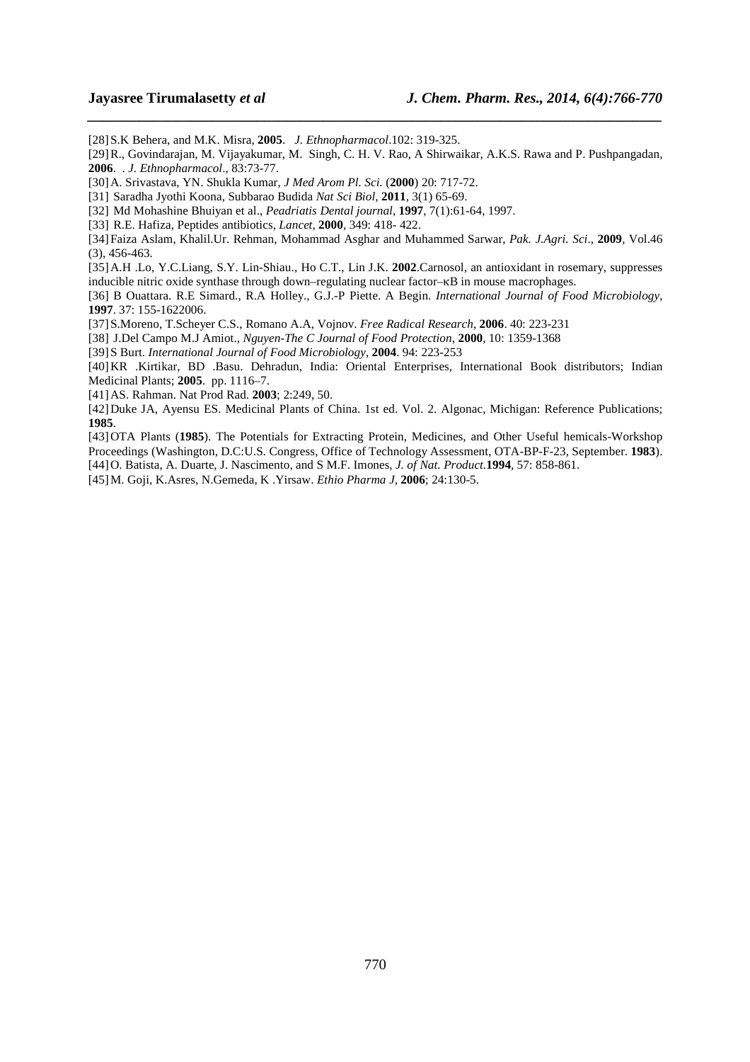[28] S.K Behera, and M.K. Misra, **2005**. *J. Ethnopharmacol*.102: 319-325.

[29] R., Govindarajan, M. Vijayakumar, M. Singh, C. H. V. Rao, A Shirwaikar, A.K.S. Rawa and P. Pushpangadan, **2006**. . *J. Ethnopharmacol*., 83:73-77.

[30] A. Srivastava, YN. Shukla Kumar, *J Med Arom Pl. Sci.* (**2000**) 20: 717-72.

[31] Saradha Jyothi Koona, Subbarao Budida *Nat Sci Biol*, **2011**, 3(1) 65-69.

[32] Md Mohashine Bhuiyan et al., *Peadriatis Dental journal*, **1997**, 7(1):61-64, 1997.

[33] R.E. Hafiza, Peptides antibiotics, *Lancet*, **2000**, 349: 418- 422.

[34] Faiza Aslam, Khalil.Ur. Rehman, Mohammad Asghar and Muhammed Sarwar, *Pak. J.Agri. Sci*., **2009**, Vol.46 (3), 456-463.

[35] A.H .Lo, Y.C.Liang, S.Y. Lin-Shiau., Ho C.T., Lin J.K. **2002**.Carnosol, an antioxidant in rosemary, suppresses inducible nitric oxide synthase through down–regulating nuclear factor–κB in mouse macrophages.

[36] B Ouattara. R.E Simard., R.A Holley., G.J.-P Piette. A Begin. *International Journal of Food Microbiology*, **1997**. 37: 155-1622006.

[37] S.Moreno, T.Scheyer C.S., Romano A.A, Vojnov. *Free Radical Research*, **2006**. 40: 223-231

[38] J.Del Campo M.J Amiot., *Nguyen-The C Journal of Food Protection*, **2000**, 10: 1359-1368

[39] S Burt. *International Journal of Food Microbiology*, **2004**. 94: 223-253

[40] KR .Kirtikar, BD .Basu. Dehradun, India: Oriental Enterprises, International Book distributors; Indian Medicinal Plants; **2005**. pp. 1116–7.

[41] AS. Rahman. Nat Prod Rad. **2003**; 2:249, 50.

[42] Duke JA, Ayensu ES. Medicinal Plants of China. 1st ed. Vol. 2. Algonac, Michigan: Reference Publications; **1985**.

[43] OTA Plants (**1985**). The Potentials for Extracting Protein, Medicines, and Other Useful hemicals-Workshop Proceedings (Washington, D.C:U.S. Congress, Office of Technology Assessment, OTA-BP-F-23, September. **1983**).

[44] O. Batista, A. Duarte, J. Nascimento, and S M.F. Imones, *J. of Nat. Product.***1994**, 57: 858-861.

[45] M. Goji, K.Asres, N.Gemeda, K .Yirsaw. *Ethio Pharma J*, **2006**; 24:130-5.